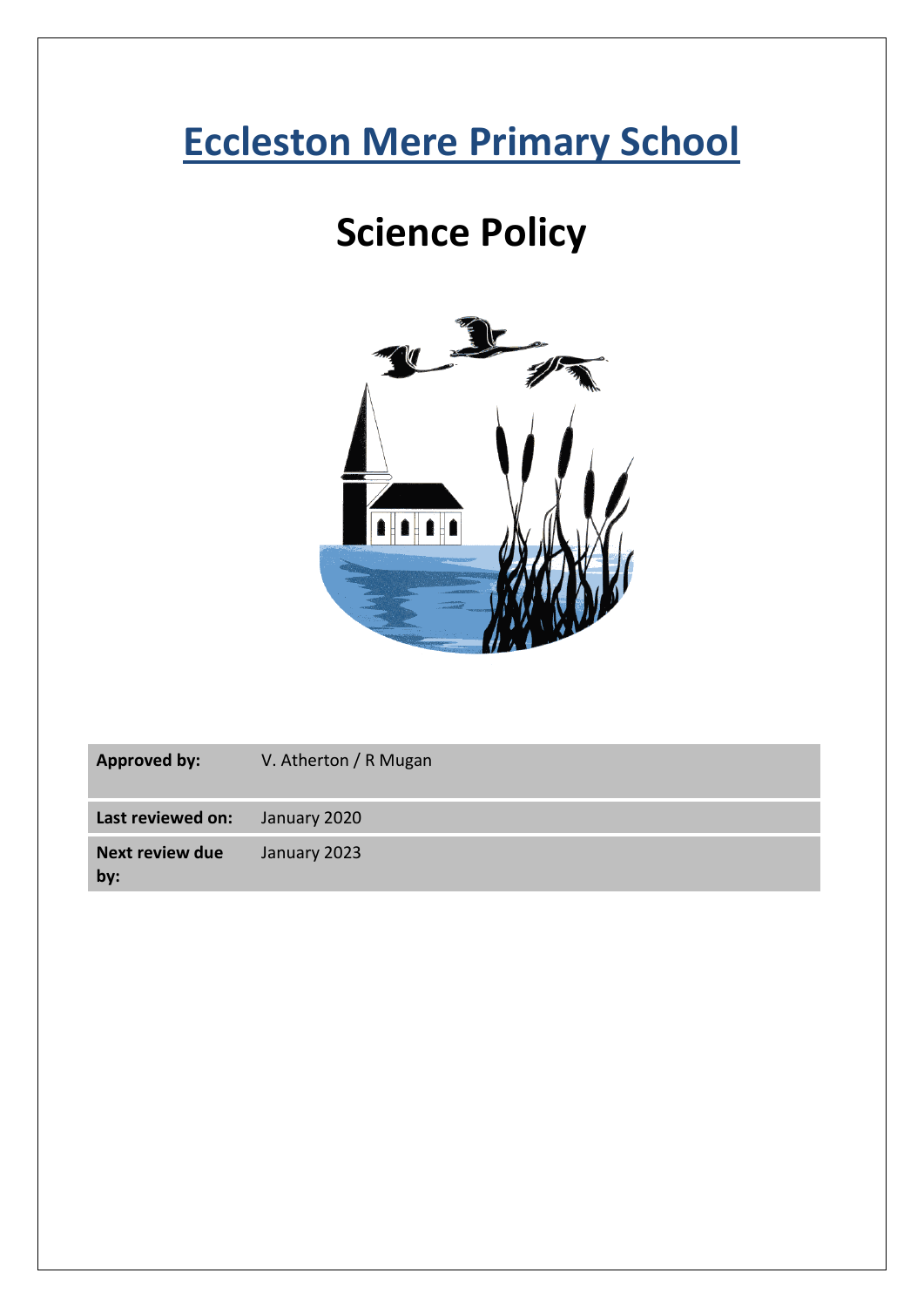# Eccleston Mere Primary School

# Science Policy

| **Approved by:** | V. Atherton / R Mugan |
|---|---|
| **Last reviewed on:** | January 2020 |
| **Next review due by:** | January 2023 |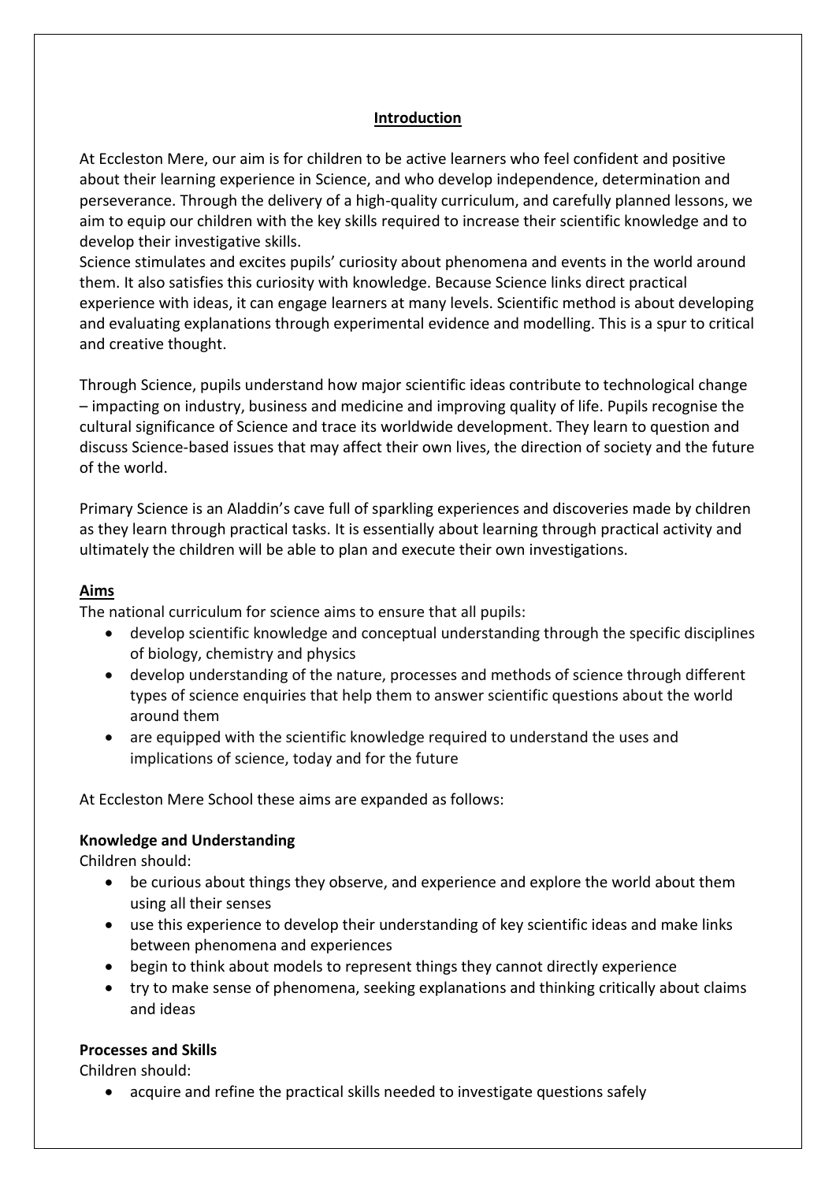## Introduction

At Eccleston Mere, our aim is for children to be active learners who feel confident and positive about their learning experience in Science, and who develop independence, determination and perseverance. Through the delivery of a high-quality curriculum, and carefully planned lessons, we aim to equip our children with the key skills required to increase their scientific knowledge and to develop their investigative skills.

Science stimulates and excites pupils' curiosity about phenomena and events in the world around them. It also satisfies this curiosity with knowledge. Because Science links direct practical experience with ideas, it can engage learners at many levels. Scientific method is about developing and evaluating explanations through experimental evidence and modelling. This is a spur to critical and creative thought.

Through Science, pupils understand how major scientific ideas contribute to technological change – impacting on industry, business and medicine and improving quality of life. Pupils recognise the cultural significance of Science and trace its worldwide development. They learn to question and discuss Science-based issues that may affect their own lives, the direction of society and the future of the world.

Primary Science is an Aladdin's cave full of sparkling experiences and discoveries made by children as they learn through practical tasks. It is essentially about learning through practical activity and ultimately the children will be able to plan and execute their own investigations.

## Aims

The national curriculum for science aims to ensure that all pupils:

- develop scientific knowledge and conceptual understanding through the specific disciplines of biology, chemistry and physics
- develop understanding of the nature, processes and methods of science through different types of science enquiries that help them to answer scientific questions about the world around them
- are equipped with the scientific knowledge required to understand the uses and implications of science, today and for the future

At Eccleston Mere School these aims are expanded as follows:

### Knowledge and Understanding

Children should:

- be curious about things they observe, and experience and explore the world about them using all their senses
- use this experience to develop their understanding of key scientific ideas and make links between phenomena and experiences
- begin to think about models to represent things they cannot directly experience
- try to make sense of phenomena, seeking explanations and thinking critically about claims and ideas

### Processes and Skills

Children should:

- acquire and refine the practical skills needed to investigate questions safely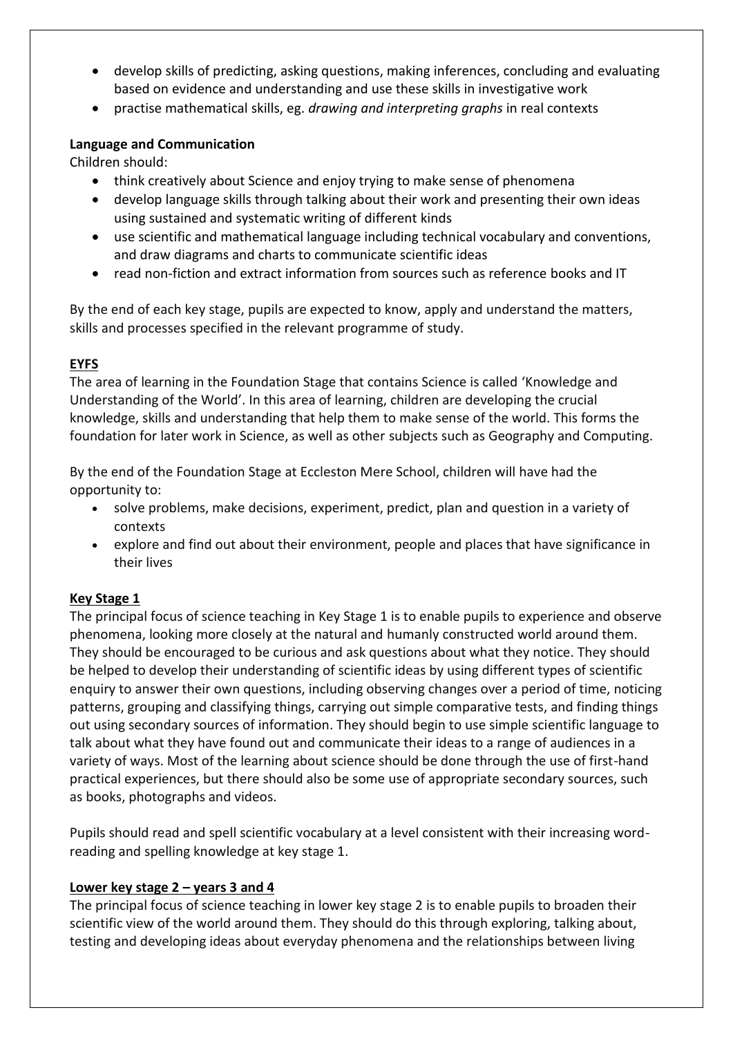- develop skills of predicting, asking questions, making inferences, concluding and evaluating based on evidence and understanding and use these skills in investigative work
- practise mathematical skills, eg. *drawing and interpreting graphs* in real contexts

**Language and Communication**

Children should:

- think creatively about Science and enjoy trying to make sense of phenomena
- develop language skills through talking about their work and presenting their own ideas using sustained and systematic writing of different kinds
- use scientific and mathematical language including technical vocabulary and conventions, and draw diagrams and charts to communicate scientific ideas
- read non-fiction and extract information from sources such as reference books and IT

By the end of each key stage, pupils are expected to know, apply and understand the matters, skills and processes specified in the relevant programme of study.

**EYFS**

The area of learning in the Foundation Stage that contains Science is called 'Knowledge and Understanding of the World'. In this area of learning, children are developing the crucial knowledge, skills and understanding that help them to make sense of the world. This forms the foundation for later work in Science, as well as other subjects such as Geography and Computing.

By the end of the Foundation Stage at Eccleston Mere School, children will have had the opportunity to:

- solve problems, make decisions, experiment, predict, plan and question in a variety of contexts
- explore and find out about their environment, people and places that have significance in their lives

**Key Stage 1**

The principal focus of science teaching in Key Stage 1 is to enable pupils to experience and observe phenomena, looking more closely at the natural and humanly constructed world around them. They should be encouraged to be curious and ask questions about what they notice. They should be helped to develop their understanding of scientific ideas by using different types of scientific enquiry to answer their own questions, including observing changes over a period of time, noticing patterns, grouping and classifying things, carrying out simple comparative tests, and finding things out using secondary sources of information. They should begin to use simple scientific language to talk about what they have found out and communicate their ideas to a range of audiences in a variety of ways. Most of the learning about science should be done through the use of first-hand practical experiences, but there should also be some use of appropriate secondary sources, such as books, photographs and videos.

Pupils should read and spell scientific vocabulary at a level consistent with their increasing word-reading and spelling knowledge at key stage 1.

**Lower key stage 2 – years 3 and 4**

The principal focus of science teaching in lower key stage 2 is to enable pupils to broaden their scientific view of the world around them. They should do this through exploring, talking about, testing and developing ideas about everyday phenomena and the relationships between living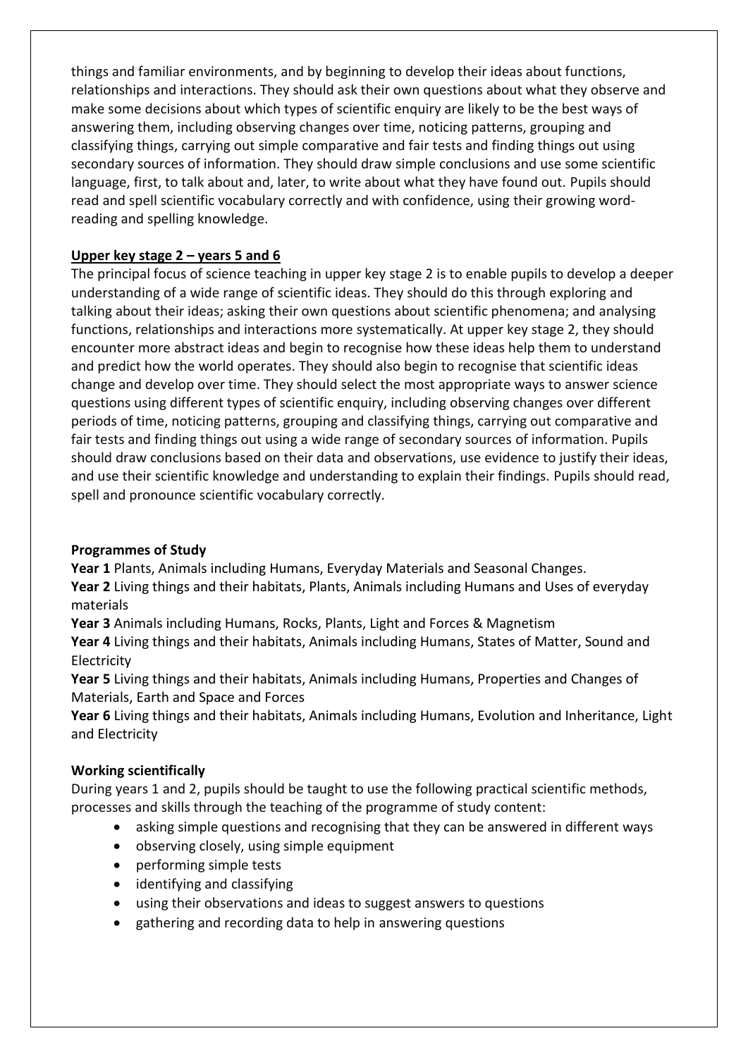things and familiar environments, and by beginning to develop their ideas about functions, relationships and interactions. They should ask their own questions about what they observe and make some decisions about which types of scientific enquiry are likely to be the best ways of answering them, including observing changes over time, noticing patterns, grouping and classifying things, carrying out simple comparative and fair tests and finding things out using secondary sources of information. They should draw simple conclusions and use some scientific language, first, to talk about and, later, to write about what they have found out. Pupils should read and spell scientific vocabulary correctly and with confidence, using their growing word-reading and spelling knowledge.

**Upper key stage 2 – years 5 and 6**

The principal focus of science teaching in upper key stage 2 is to enable pupils to develop a deeper understanding of a wide range of scientific ideas. They should do this through exploring and talking about their ideas; asking their own questions about scientific phenomena; and analysing functions, relationships and interactions more systematically. At upper key stage 2, they should encounter more abstract ideas and begin to recognise how these ideas help them to understand and predict how the world operates. They should also begin to recognise that scientific ideas change and develop over time. They should select the most appropriate ways to answer science questions using different types of scientific enquiry, including observing changes over different periods of time, noticing patterns, grouping and classifying things, carrying out comparative and fair tests and finding things out using a wide range of secondary sources of information. Pupils should draw conclusions based on their data and observations, use evidence to justify their ideas, and use their scientific knowledge and understanding to explain their findings. Pupils should read, spell and pronounce scientific vocabulary correctly.

**Programmes of Study**

**Year 1** Plants, Animals including Humans, Everyday Materials and Seasonal Changes.

**Year 2** Living things and their habitats, Plants, Animals including Humans and Uses of everyday materials

**Year 3** Animals including Humans, Rocks, Plants, Light and Forces & Magnetism

**Year 4** Living things and their habitats, Animals including Humans, States of Matter, Sound and Electricity

**Year 5** Living things and their habitats, Animals including Humans, Properties and Changes of Materials, Earth and Space and Forces

**Year 6** Living things and their habitats, Animals including Humans, Evolution and Inheritance, Light and Electricity

**Working scientifically**

During years 1 and 2, pupils should be taught to use the following practical scientific methods, processes and skills through the teaching of the programme of study content:

- asking simple questions and recognising that they can be answered in different ways
- observing closely, using simple equipment
- performing simple tests
- identifying and classifying
- using their observations and ideas to suggest answers to questions
- gathering and recording data to help in answering questions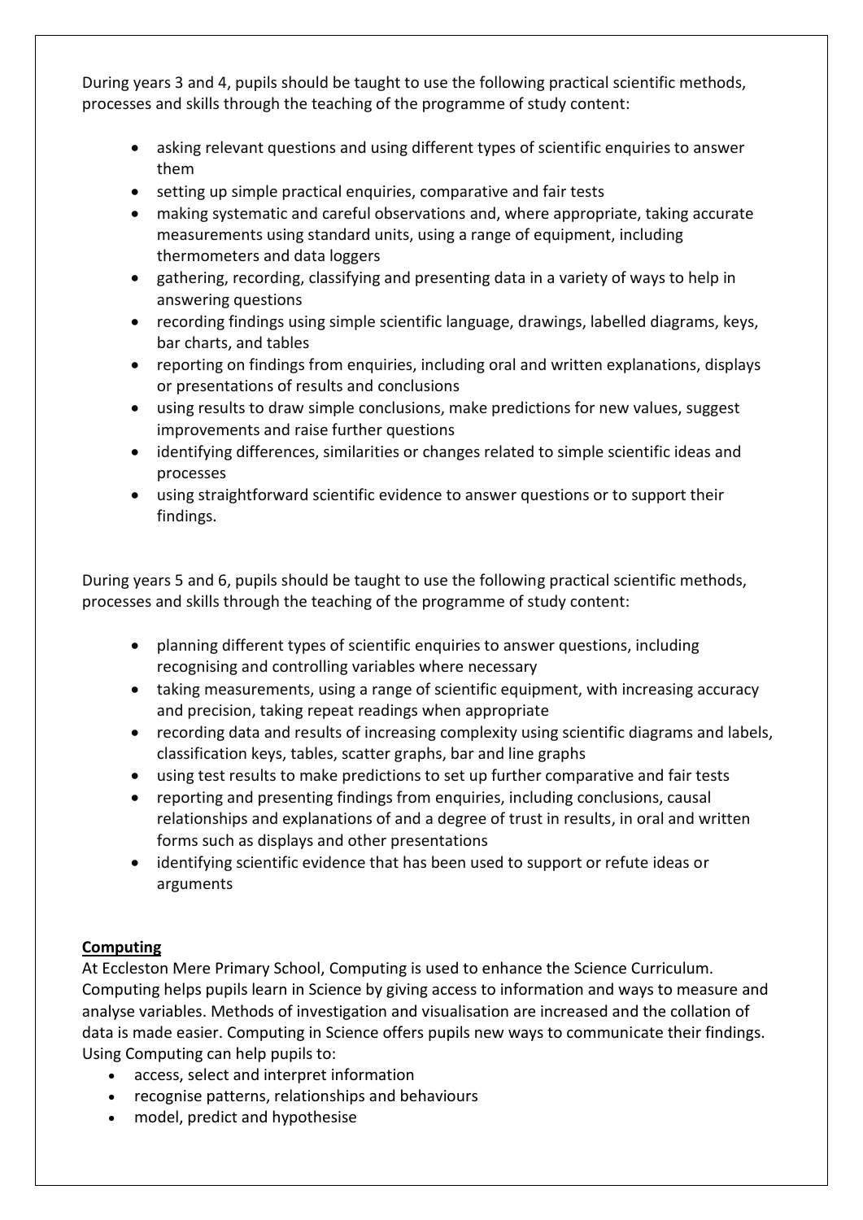During years 3 and 4, pupils should be taught to use the following practical scientific methods, processes and skills through the teaching of the programme of study content:

- asking relevant questions and using different types of scientific enquiries to answer them
- setting up simple practical enquiries, comparative and fair tests
- making systematic and careful observations and, where appropriate, taking accurate measurements using standard units, using a range of equipment, including thermometers and data loggers
- gathering, recording, classifying and presenting data in a variety of ways to help in answering questions
- recording findings using simple scientific language, drawings, labelled diagrams, keys, bar charts, and tables
- reporting on findings from enquiries, including oral and written explanations, displays or presentations of results and conclusions
- using results to draw simple conclusions, make predictions for new values, suggest improvements and raise further questions
- identifying differences, similarities or changes related to simple scientific ideas and processes
- using straightforward scientific evidence to answer questions or to support their findings.

During years 5 and 6, pupils should be taught to use the following practical scientific methods, processes and skills through the teaching of the programme of study content:

- planning different types of scientific enquiries to answer questions, including recognising and controlling variables where necessary
- taking measurements, using a range of scientific equipment, with increasing accuracy and precision, taking repeat readings when appropriate
- recording data and results of increasing complexity using scientific diagrams and labels, classification keys, tables, scatter graphs, bar and line graphs
- using test results to make predictions to set up further comparative and fair tests
- reporting and presenting findings from enquiries, including conclusions, causal relationships and explanations of and a degree of trust in results, in oral and written forms such as displays and other presentations
- identifying scientific evidence that has been used to support or refute ideas or arguments

**Computing**

At Eccleston Mere Primary School, Computing is used to enhance the Science Curriculum. Computing helps pupils learn in Science by giving access to information and ways to measure and analyse variables. Methods of investigation and visualisation are increased and the collation of data is made easier. Computing in Science offers pupils new ways to communicate their findings. Using Computing can help pupils to:

- access, select and interpret information
- recognise patterns, relationships and behaviours
- model, predict and hypothesise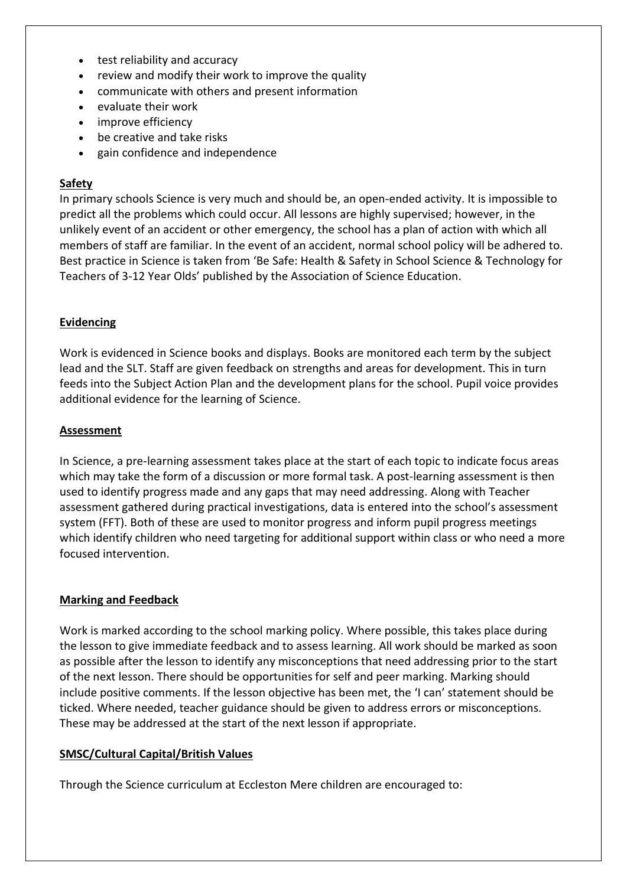- test reliability and accuracy
- review and modify their work to improve the quality
- communicate with others and present information
- evaluate their work
- improve efficiency
- be creative and take risks
- gain confidence and independence

**Safety**

In primary schools Science is very much and should be, an open-ended activity. It is impossible to predict all the problems which could occur. All lessons are highly supervised; however, in the unlikely event of an accident or other emergency, the school has a plan of action with which all members of staff are familiar. In the event of an accident, normal school policy will be adhered to. Best practice in Science is taken from 'Be Safe: Health & Safety in School Science & Technology for Teachers of 3-12 Year Olds' published by the Association of Science Education.

**Evidencing**

Work is evidenced in Science books and displays. Books are monitored each term by the subject lead and the SLT. Staff are given feedback on strengths and areas for development. This in turn feeds into the Subject Action Plan and the development plans for the school. Pupil voice provides additional evidence for the learning of Science.

**Assessment**

In Science, a pre-learning assessment takes place at the start of each topic to indicate focus areas which may take the form of a discussion or more formal task. A post-learning assessment is then used to identify progress made and any gaps that may need addressing. Along with Teacher assessment gathered during practical investigations, data is entered into the school's assessment system (FFT). Both of these are used to monitor progress and inform pupil progress meetings which identify children who need targeting for additional support within class or who need a more focused intervention.

**Marking and Feedback**

Work is marked according to the school marking policy. Where possible, this takes place during the lesson to give immediate feedback and to assess learning. All work should be marked as soon as possible after the lesson to identify any misconceptions that need addressing prior to the start of the next lesson. There should be opportunities for self and peer marking. Marking should include positive comments. If the lesson objective has been met, the 'I can' statement should be ticked. Where needed, teacher guidance should be given to address errors or misconceptions. These may be addressed at the start of the next lesson if appropriate.

**SMSC/Cultural Capital/British Values**

Through the Science curriculum at Eccleston Mere children are encouraged to: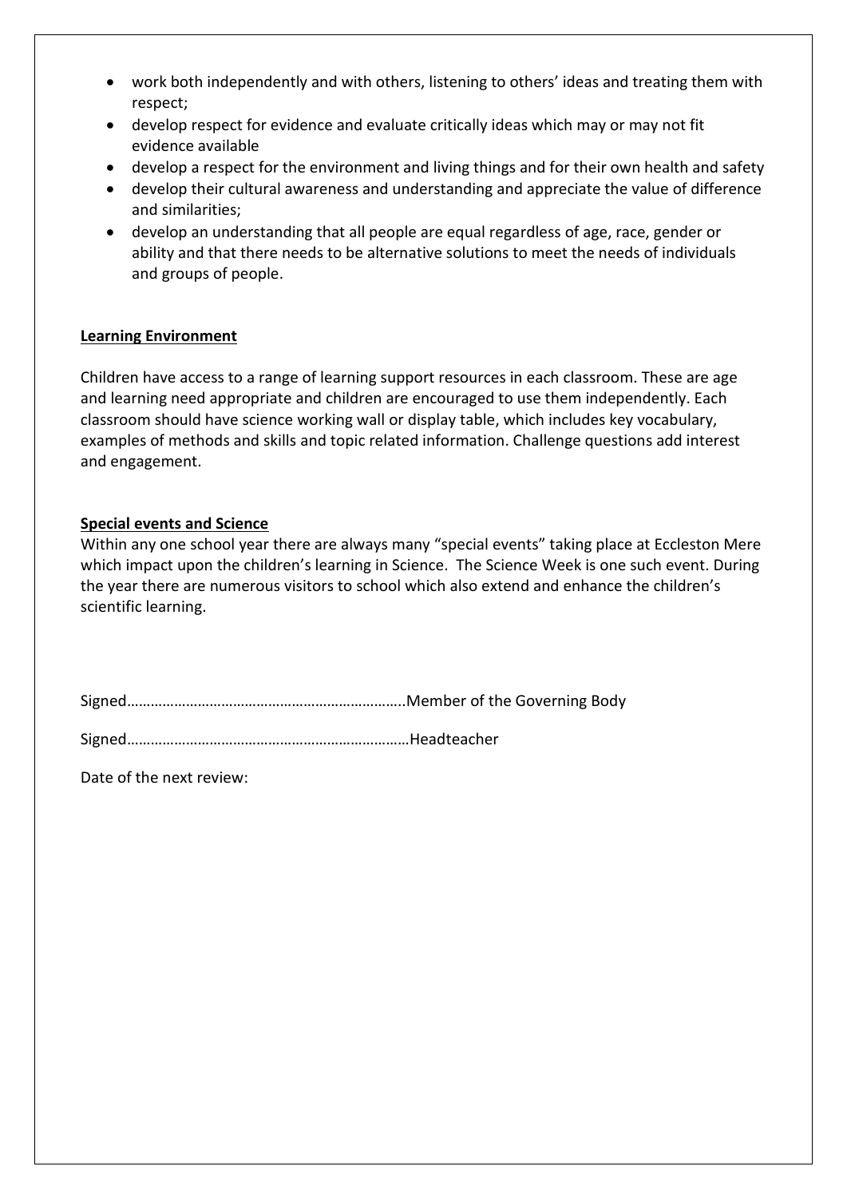- work both independently and with others, listening to others' ideas and treating them with respect;
- develop respect for evidence and evaluate critically ideas which may or may not fit evidence available
- develop a respect for the environment and living things and for their own health and safety
- develop their cultural awareness and understanding and appreciate the value of difference and similarities;
- develop an understanding that all people are equal regardless of age, race, gender or ability and that there needs to be alternative solutions to meet the needs of individuals and groups of people.

**Learning Environment**

Children have access to a range of learning support resources in each classroom. These are age and learning need appropriate and children are encouraged to use them independently. Each classroom should have science working wall or display table, which includes key vocabulary, examples of methods and skills and topic related information. Challenge questions add interest and engagement.

**Special events and Science**

Within any one school year there are always many "special events" taking place at Eccleston Mere which impact upon the children's learning in Science. The Science Week is one such event. During the year there are numerous visitors to school which also extend and enhance the children's scientific learning.

Signed……………………………………………………………..Member of the Governing Body

Signed………………………………………………………………Headteacher

Date of the next review: